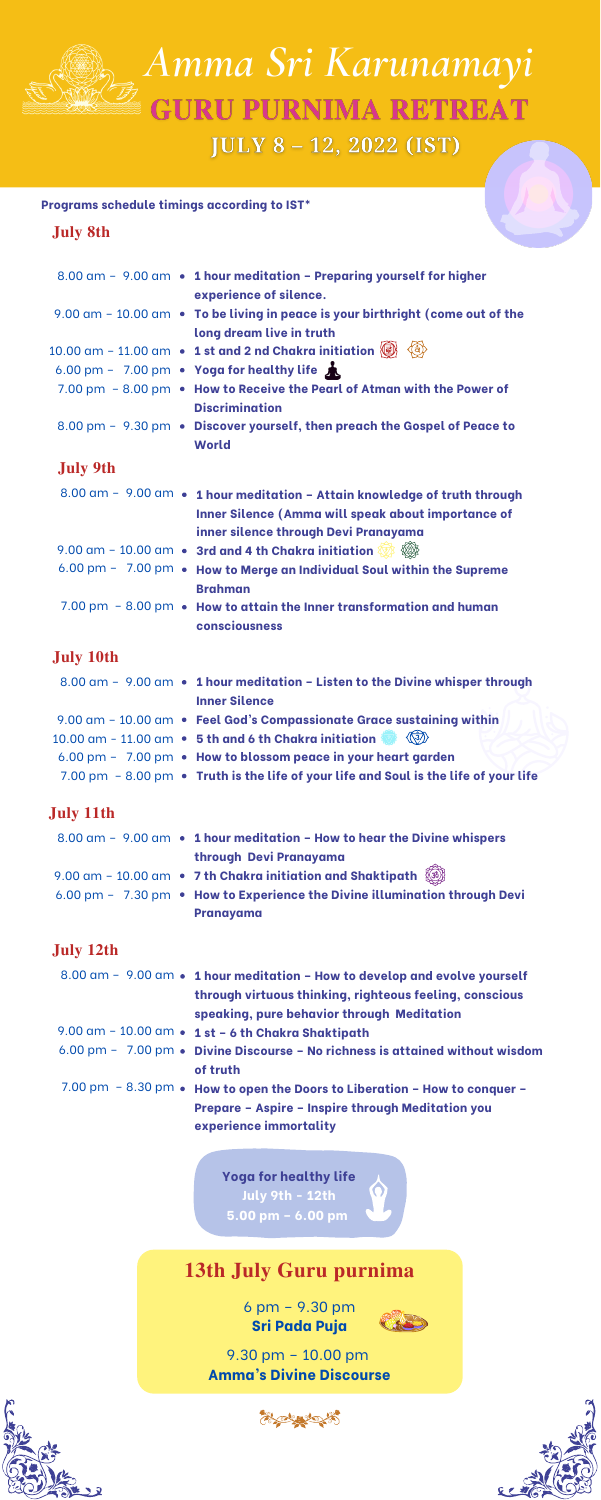# Amma Sri Karunamayi

## GURU PURNIMA RETREAT

### JULY 8 – 12, 2022 (IST)

**Programs schedule timings according to IST***

### July 8th

- 8.00 am – 9.00 am • **1 hour meditation – Preparing yourself for higher experience of silence.**
- 9.00 am – 10.00 am • **To be living in peace is your birthright (come out of the long dream live in truth**
- 10.00 am – 11.00 am • **1 st and 2 nd Chakra initiation**
- 6.00 pm – 7.00 pm • **Yoga for healthy life**
- 7.00 pm – 8.00 pm • **How to Receive the Pearl of Atman with the Power of Discrimination**
- 8.00 pm – 9.30 pm • **Discover yourself, then preach the Gospel of Peace to World**

### July 9th

- 8.00 am – 9.00 am • **1 hour meditation – Attain knowledge of truth through Inner Silence (Amma will speak about importance of inner silence through Devi Pranayama**
- 9.00 am – 10.00 am • **3rd and 4 th Chakra initiation**
- 6.00 pm – 7.00 pm • **How to Merge an Individual Soul within the Supreme Brahman**
- 7.00 pm – 8.00 pm • **How to attain the Inner transformation and human consciousness**

### July 10th

- 8.00 am – 9.00 am • **1 hour meditation – Listen to the Divine whisper through Inner Silence**
- 9.00 am – 10.00 am • **Feel God's Compassionate Grace sustaining within**
- 10.00 am – 11.00 am • **5 th and 6 th Chakra initiation**
- 6.00 pm – 7.00 pm • **How to blossom peace in your heart garden**
- 7.00 pm – 8.00 pm • **Truth is the life of your life and Soul is the life of your life**

### July 11th

- 8.00 am – 9.00 am • **1 hour meditation – How to hear the Divine whispers through Devi Pranayama**
- 9.00 am – 10.00 am • **7 th Chakra initiation and Shaktipath**
- 6.00 pm – 7.30 pm • **How to Experience the Divine illumination through Devi Pranayama**

### July 12th

- 8.00 am – 9.00 am • **1 hour meditation – How to develop and evolve yourself through virtuous thinking, righteous feeling, conscious speaking, pure behavior through Meditation**
- 9.00 am – 10.00 am • **1 st – 6 th Chakra Shaktipath**
- 6.00 pm – 7.00 pm • **Divine Discourse – No richness is attained without wisdom of truth**
- 7.00 pm – 8.30 pm • **How to open the Doors to Liberation – How to conquer – Prepare – Aspire – Inspire through Meditation you experience immortality**

**Yoga for healthy life**
**July 9th – 12th**
**5.00 pm – 6.00 pm**

## 13th July Guru purnima

6 pm – 9.30 pm
**Sri Pada Puja**

9.30 pm – 10.00 pm
**Amma's Divine Discourse**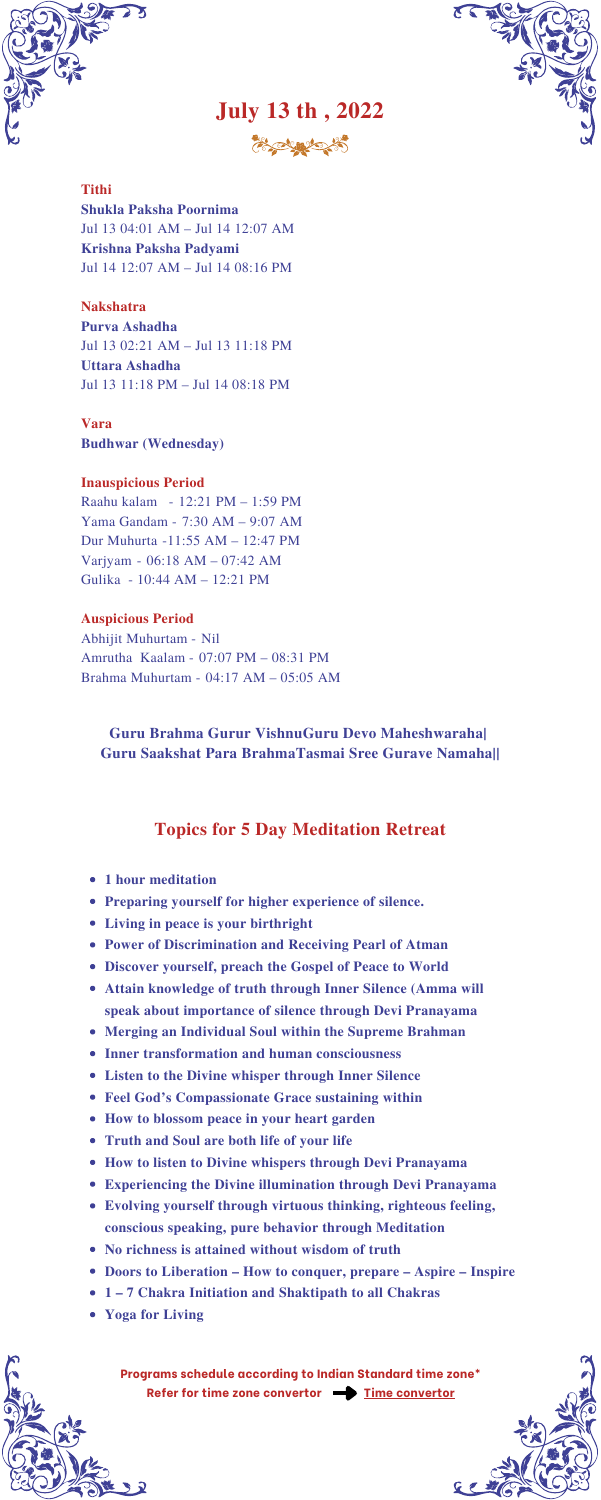# July 13 th , 2022

**Tithi**

**Shukla Paksha Poornima**
Jul 13 04:01 AM – Jul 14 12:07 AM
**Krishna Paksha Padyami**
Jul 14 12:07 AM – Jul 14 08:16 PM

**Nakshatra**

**Purva Ashadha**
Jul 13 02:21 AM – Jul 13 11:18 PM
**Uttara Ashadha**
Jul 13 11:18 PM – Jul 14 08:18 PM

**Vara**

**Budhwar (Wednesday)**

**Inauspicious Period**

Raahu kalam - 12:21 PM – 1:59 PM
Yama Gandam - 7:30 AM – 9:07 AM
Dur Muhurta -11:55 AM – 12:47 PM
Varjyam - 06:18 AM – 07:42 AM
Gulika - 10:44 AM – 12:21 PM

**Auspicious Period**

Abhijit Muhurtam - Nil
Amrutha Kaalam - 07:07 PM – 08:31 PM
Brahma Muhurtam - 04:17 AM – 05:05 AM

**Guru Brahma Gurur VishnuGuru Devo Maheshwaraha|**
**Guru Saakshat Para BrahmaTasmai Sree Gurave Namaha||**

## Topics for 5 Day Meditation Retreat

- **1 hour meditation**
- **Preparing yourself for higher experience of silence.**
- **Living in peace is your birthright**
- **Power of Discrimination and Receiving Pearl of Atman**
- **Discover yourself, preach the Gospel of Peace to World**
- **Attain knowledge of truth through Inner Silence (Amma will speak about importance of silence through Devi Pranayama**
- **Merging an Individual Soul within the Supreme Brahman**
- **Inner transformation and human consciousness**
- **Listen to the Divine whisper through Inner Silence**
- **Feel God's Compassionate Grace sustaining within**
- **How to blossom peace in your heart garden**
- **Truth and Soul are both life of your life**
- **How to listen to Divine whispers through Devi Pranayama**
- **Experiencing the Divine illumination through Devi Pranayama**
- **Evolving yourself through virtuous thinking, righteous feeling, conscious speaking, pure behavior through Meditation**
- **No richness is attained without wisdom of truth**
- **Doors to Liberation – How to conquer, prepare – Aspire – Inspire**
- **1 – 7 Chakra Initiation and Shaktipath to all Chakras**
- **Yoga for Living**

**Programs schedule according to Indian Standard time zone***
**Refer for time zone convertor → Time convertor**